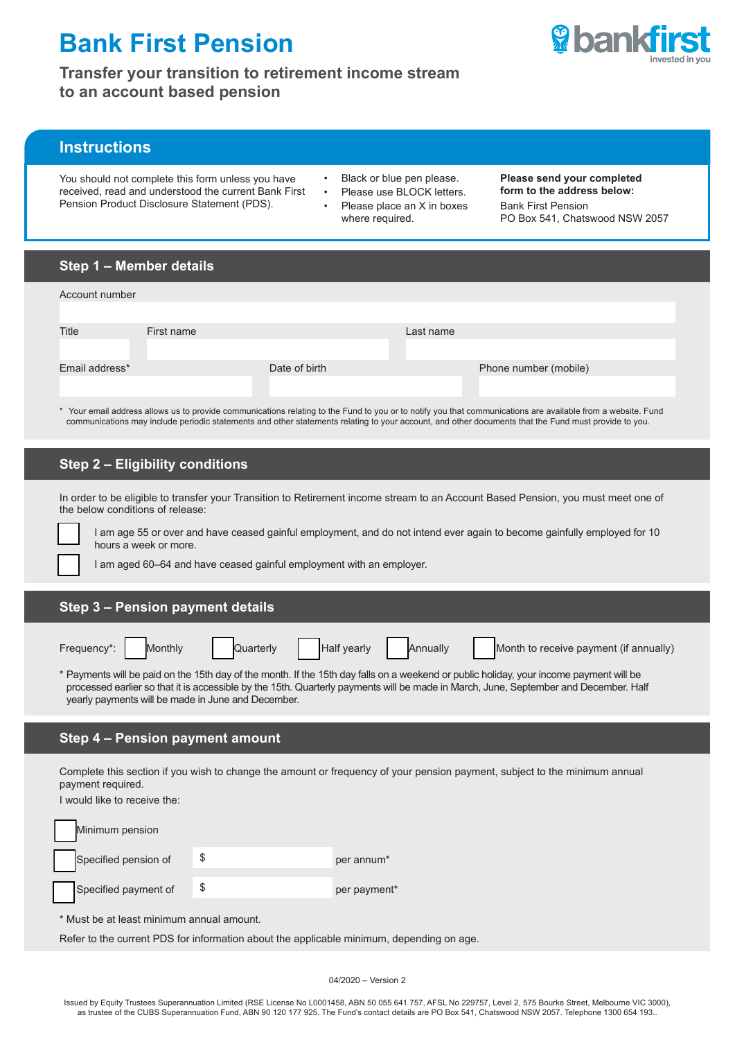# Bank First Pension

bankfirst
invested in you

## Transfer your transition to retirement income stream to an account based pension

## Instructions

You should not complete this form unless you have received, read and understood the current Bank First Pension Product Disclosure Statement (PDS).

- Black or blue pen please.
- Please use BLOCK letters.
- Please place an X in boxes where required.

**Please send your completed form to the address below:**

Bank First Pension
PO Box 541, Chatswood NSW 2057

## Step 1 – Member details

Account number

Title | First name | Last name

Email address* | Date of birth | Phone number (mobile)

\* Your email address allows us to provide communications relating to the Fund to you or to notify you that communications are available from a website. Fund communications may include periodic statements and other statements relating to your account, and other documents that the Fund must provide to you.

## Step 2 – Eligibility conditions

In order to be eligible to transfer your Transition to Retirement income stream to an Account Based Pension, you must meet one of the below conditions of release:

☐ I am age 55 or over and have ceased gainful employment, and do not intend ever again to become gainfully employed for 10 hours a week or more.

☐ I am aged 60–64 and have ceased gainful employment with an employer.

## Step 3 – Pension payment details

Frequency*: ☐ Monthly ☐ Quarterly ☐ Half yearly ☐ Annually ☐ Month to receive payment (if annually)

\* Payments will be paid on the 15th day of the month. If the 15th day falls on a weekend or public holiday, your income payment will be processed earlier so that it is accessible by the 15th. Quarterly payments will be made in March, June, September and December. Half yearly payments will be made in June and December.

## Step 4 – Pension payment amount

Complete this section if you wish to change the amount or frequency of your pension payment, subject to the minimum annual payment required.

I would like to receive the:

☐ Minimum pension

☐ Specified pension of $ ______ per annum*

☐ Specified payment of $ ______ per payment*

\* Must be at least minimum annual amount.

Refer to the current PDS for information about the applicable minimum, depending on age.

04/2020 – Version 2

Issued by Equity Trustees Superannuation Limited (RSE License No L0001458, ABN 50 055 641 757, AFSL No 229757, Level 2, 575 Bourke Street, Melbourne VIC 3000), as trustee of the CUBS Superannuation Fund, ABN 90 120 177 925. The Fund's contact details are PO Box 541, Chatswood NSW 2057. Telephone 1300 654 193..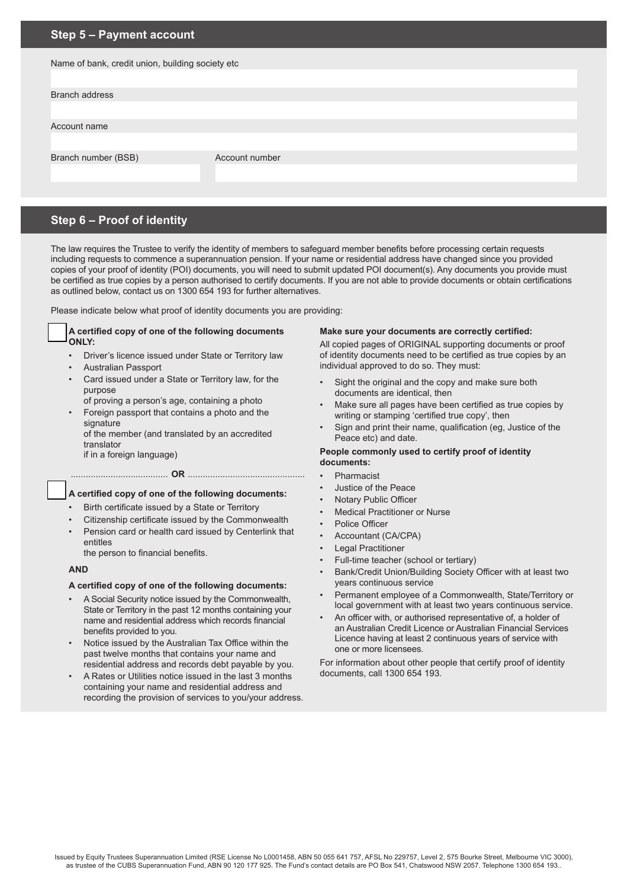## Step 5 – Payment account

Name of bank, credit union, building society etc

Branch address

Account name

Branch number (BSB)

Account number

## Step 6 – Proof of identity

The law requires the Trustee to verify the identity of members to safeguard member benefits before processing certain requests including requests to commence a superannuation pension. If your name or residential address have changed since you provided copies of your proof of identity (POI) documents, you will need to submit updated POI document(s). Any documents you provide must be certified as true copies by a person authorised to certify documents. If you are not able to provide documents or obtain certifications as outlined below, contact us on 1300 654 193 for further alternatives.

Please indicate below what proof of identity documents you are providing:

☐ **A certified copy of one of the following documents ONLY:**

- Driver's licence issued under State or Territory law
- Australian Passport
- Card issued under a State or Territory law, for the purpose of proving a person's age, containing a photo
- Foreign passport that contains a photo and the signature of the member (and translated by an accredited translator if in a foreign language)

...................................... **OR** ..............................................

☐ **A certified copy of one of the following documents:**

- Birth certificate issued by a State or Territory
- Citizenship certificate issued by the Commonwealth
- Pension card or health card issued by Centerlink that entitles the person to financial benefits.

**AND**

**A certified copy of one of the following documents:**

- A Social Security notice issued by the Commonwealth, State or Territory in the past 12 months containing your name and residential address which records financial benefits provided to you.
- Notice issued by the Australian Tax Office within the past twelve months that contains your name and residential address and records debt payable by you.
- A Rates or Utilities notice issued in the last 3 months containing your name and residential address and recording the provision of services to you/your address.

**Make sure your documents are correctly certified:**

All copied pages of ORIGINAL supporting documents or proof of identity documents need to be certified as true copies by an individual approved to do so. They must:

- Sight the original and the copy and make sure both documents are identical, then
- Make sure all pages have been certified as true copies by writing or stamping 'certified true copy', then
- Sign and print their name, qualification (eg, Justice of the Peace etc) and date.

**People commonly used to certify proof of identity documents:**

- Pharmacist
- Justice of the Peace
- Notary Public Officer
- Medical Practitioner or Nurse
- Police Officer
- Accountant (CA/CPA)
- Legal Practitioner
- Full-time teacher (school or tertiary)
- Bank/Credit Union/Building Society Officer with at least two years continuous service
- Permanent employee of a Commonwealth, State/Territory or local government with at least two years continuous service.
- An officer with, or authorised representative of, a holder of an Australian Credit Licence or Australian Financial Services Licence having at least 2 continuous years of service with one or more licensees.

For information about other people that certify proof of identity documents, call 1300 654 193.

Issued by Equity Trustees Superannuation Limited (RSE License No L0001458, ABN 50 055 641 757, AFSL No 229757, Level 2, 575 Bourke Street, Melbourne VIC 3000), as trustee of the CUBS Superannuation Fund, ABN 90 120 177 925. The Fund's contact details are PO Box 541, Chatswood NSW 2057. Telephone 1300 654 193..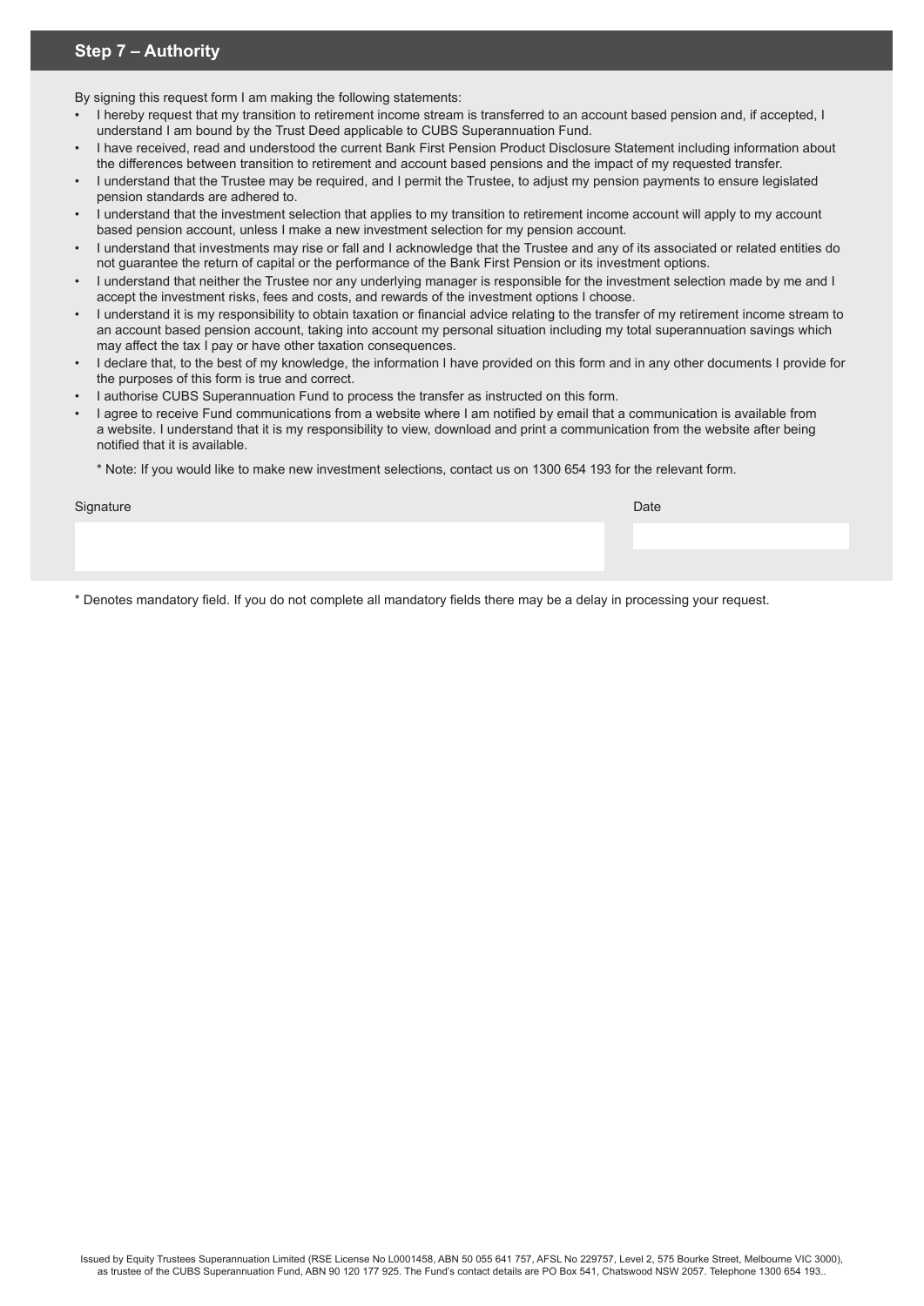## Step 7 – Authority

By signing this request form I am making the following statements:

- I hereby request that my transition to retirement income stream is transferred to an account based pension and, if accepted, I understand I am bound by the Trust Deed applicable to CUBS Superannuation Fund.
- I have received, read and understood the current Bank First Pension Product Disclosure Statement including information about the differences between transition to retirement and account based pensions and the impact of my requested transfer.
- I understand that the Trustee may be required, and I permit the Trustee, to adjust my pension payments to ensure legislated pension standards are adhered to.
- I understand that the investment selection that applies to my transition to retirement income account will apply to my account based pension account, unless I make a new investment selection for my pension account.
- I understand that investments may rise or fall and I acknowledge that the Trustee and any of its associated or related entities do not guarantee the return of capital or the performance of the Bank First Pension or its investment options.
- I understand that neither the Trustee nor any underlying manager is responsible for the investment selection made by me and I accept the investment risks, fees and costs, and rewards of the investment options I choose.
- I understand it is my responsibility to obtain taxation or financial advice relating to the transfer of my retirement income stream to an account based pension account, taking into account my personal situation including my total superannuation savings which may affect the tax I pay or have other taxation consequences.
- I declare that, to the best of my knowledge, the information I have provided on this form and in any other documents I provide for the purposes of this form is true and correct.
- I authorise CUBS Superannuation Fund to process the transfer as instructed on this form.
- I agree to receive Fund communications from a website where I am notified by email that a communication is available from a website. I understand that it is my responsibility to view, download and print a communication from the website after being notified that it is available.

\* Note: If you would like to make new investment selections, contact us on 1300 654 193 for the relevant form.

Signature

Date

\* Denotes mandatory field. If you do not complete all mandatory fields there may be a delay in processing your request.

Issued by Equity Trustees Superannuation Limited (RSE License No L0001458, ABN 50 055 641 757, AFSL No 229757, Level 2, 575 Bourke Street, Melbourne VIC 3000), as trustee of the CUBS Superannuation Fund, ABN 90 120 177 925. The Fund's contact details are PO Box 541, Chatswood NSW 2057. Telephone 1300 654 193..